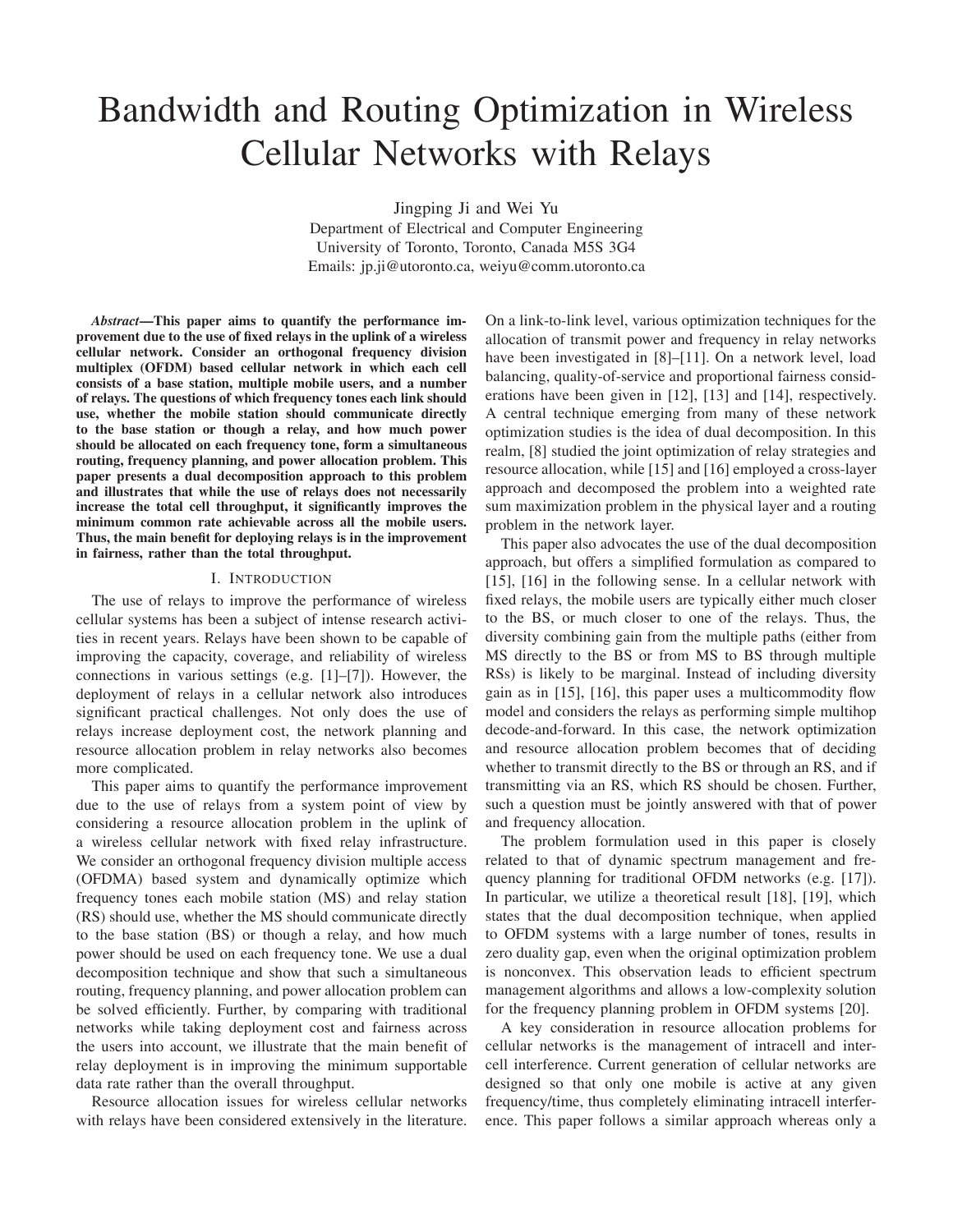# Bandwidth and Routing Optimization in Wireless Cellular Networks with Relays

Jingping Ji and Wei Yu
Department of Electrical and Computer Engineering
University of Toronto, Toronto, Canada M5S 3G4
Emails: jp.ji@utoronto.ca, weiyu@comm.utoronto.ca

***Abstract*—This paper aims to quantify the performance improvement due to the use of fixed relays in the uplink of a wireless cellular network. Consider an orthogonal frequency division multiplex (OFDM) based cellular network in which each cell consists of a base station, multiple mobile users, and a number of relays. The questions of which frequency tones each link should use, whether the mobile station should communicate directly to the base station or though a relay, and how much power should be allocated on each frequency tone, form a simultaneous routing, frequency planning, and power allocation problem. This paper presents a dual decomposition approach to this problem and illustrates that while the use of relays does not necessarily increase the total cell throughput, it significantly improves the minimum common rate achievable across all the mobile users. Thus, the main benefit for deploying relays is in the improvement in fairness, rather than the total throughput.**

## I. Introduction

The use of relays to improve the performance of wireless cellular systems has been a subject of intense research activities in recent years. Relays have been shown to be capable of improving the capacity, coverage, and reliability of wireless connections in various settings (e.g. [1]–[7]). However, the deployment of relays in a cellular network also introduces significant practical challenges. Not only does the use of relays increase deployment cost, the network planning and resource allocation problem in relay networks also becomes more complicated.

This paper aims to quantify the performance improvement due to the use of relays from a system point of view by considering a resource allocation problem in the uplink of a wireless cellular network with fixed relay infrastructure. We consider an orthogonal frequency division multiple access (OFDMA) based system and dynamically optimize which frequency tones each mobile station (MS) and relay station (RS) should use, whether the MS should communicate directly to the base station (BS) or though a relay, and how much power should be used on each frequency tone. We use a dual decomposition technique and show that such a simultaneous routing, frequency planning, and power allocation problem can be solved efficiently. Further, by comparing with traditional networks while taking deployment cost and fairness across the users into account, we illustrate that the main benefit of relay deployment is in improving the minimum supportable data rate rather than the overall throughput.

Resource allocation issues for wireless cellular networks with relays have been considered extensively in the literature. On a link-to-link level, various optimization techniques for the allocation of transmit power and frequency in relay networks have been investigated in [8]–[11]. On a network level, load balancing, quality-of-service and proportional fairness considerations have been given in [12], [13] and [14], respectively. A central technique emerging from many of these network optimization studies is the idea of dual decomposition. In this realm, [8] studied the joint optimization of relay strategies and resource allocation, while [15] and [16] employed a cross-layer approach and decomposed the problem into a weighted rate sum maximization problem in the physical layer and a routing problem in the network layer.

This paper also advocates the use of the dual decomposition approach, but offers a simplified formulation as compared to [15], [16] in the following sense. In a cellular network with fixed relays, the mobile users are typically either much closer to the BS, or much closer to one of the relays. Thus, the diversity combining gain from the multiple paths (either from MS directly to the BS or from MS to BS through multiple RSs) is likely to be marginal. Instead of including diversity gain as in [15], [16], this paper uses a multicommodity flow model and considers the relays as performing simple multihop decode-and-forward. In this case, the network optimization and resource allocation problem becomes that of deciding whether to transmit directly to the BS or through an RS, and if transmitting via an RS, which RS should be chosen. Further, such a question must be jointly answered with that of power and frequency allocation.

The problem formulation used in this paper is closely related to that of dynamic spectrum management and frequency planning for traditional OFDM networks (e.g. [17]). In particular, we utilize a theoretical result [18], [19], which states that the dual decomposition technique, when applied to OFDM systems with a large number of tones, results in zero duality gap, even when the original optimization problem is nonconvex. This observation leads to efficient spectrum management algorithms and allows a low-complexity solution for the frequency planning problem in OFDM systems [20].

A key consideration in resource allocation problems for cellular networks is the management of intracell and intercell interference. Current generation of cellular networks are designed so that only one mobile is active at any given frequency/time, thus completely eliminating intracell interference. This paper follows a similar approach whereas only a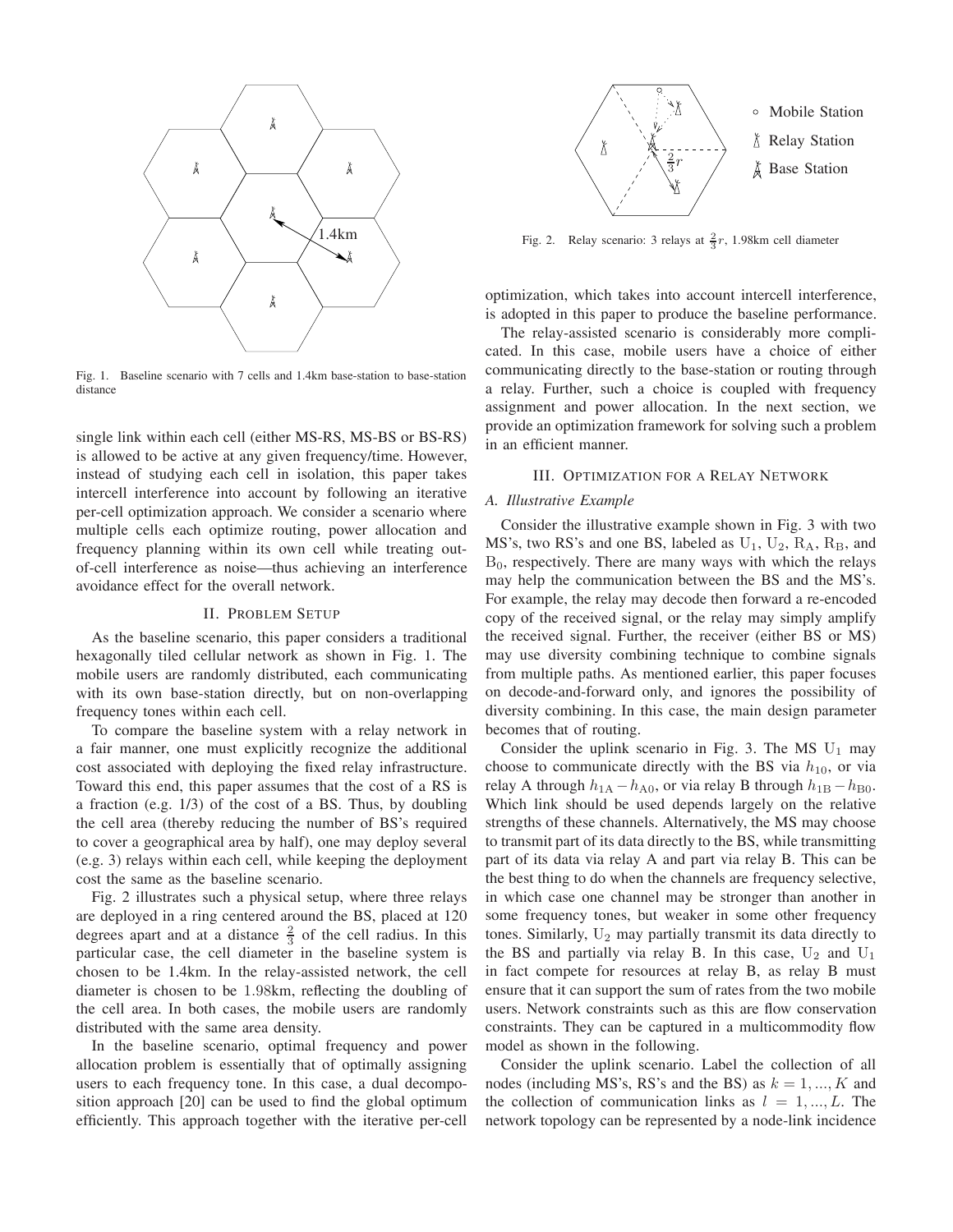Fig. 1. Baseline scenario with 7 cells and 1.4km base-station to base-station distance

single link within each cell (either MS-RS, MS-BS or BS-RS) is allowed to be active at any given frequency/time. However, instead of studying each cell in isolation, this paper takes intercell interference into account by following an iterative per-cell optimization approach. We consider a scenario where multiple cells each optimize routing, power allocation and frequency planning within its own cell while treating out-of-cell interference as noise—thus achieving an interference avoidance effect for the overall network.

## II. Problem Setup

As the baseline scenario, this paper considers a traditional hexagonally tiled cellular network as shown in Fig. 1. The mobile users are randomly distributed, each communicating with its own base-station directly, but on non-overlapping frequency tones within each cell.

To compare the baseline system with a relay network in a fair manner, one must explicitly recognize the additional cost associated with deploying the fixed relay infrastructure. Toward this end, this paper assumes that the cost of a RS is a fraction (e.g. 1/3) of the cost of a BS. Thus, by doubling the cell area (thereby reducing the number of BS's required to cover a geographical area by half), one may deploy several (e.g. 3) relays within each cell, while keeping the deployment cost the same as the baseline scenario.

Fig. 2 illustrates such a physical setup, where three relays are deployed in a ring centered around the BS, placed at 120 degrees apart and at a distance $\frac{2}{3}$ of the cell radius. In this particular case, the cell diameter in the baseline system is chosen to be 1.4km. In the relay-assisted network, the cell diameter is chosen to be 1.98km, reflecting the doubling of the cell area. In both cases, the mobile users are randomly distributed with the same area density.

In the baseline scenario, optimal frequency and power allocation problem is essentially that of optimally assigning users to each frequency tone. In this case, a dual decomposition approach [20] can be used to find the global optimum efficiently. This approach together with the iterative per-cell

Fig. 2. Relay scenario: 3 relays at $\frac{2}{3}r$, 1.98km cell diameter

optimization, which takes into account intercell interference, is adopted in this paper to produce the baseline performance.

The relay-assisted scenario is considerably more complicated. In this case, mobile users have a choice of either communicating directly to the base-station or routing through a relay. Further, such a choice is coupled with frequency assignment and power allocation. In the next section, we provide an optimization framework for solving such a problem in an efficient manner.

## III. Optimization for a Relay Network

### A. Illustrative Example

Consider the illustrative example shown in Fig. 3 with two MS's, two RS's and one BS, labeled as $\mathrm{U}_1$, $\mathrm{U}_2$, $\mathrm{R}_\mathrm{A}$, $\mathrm{R}_\mathrm{B}$, and $\mathrm{B}_0$, respectively. There are many ways with which the relays may help the communication between the BS and the MS's. For example, the relay may decode then forward a re-encoded copy of the received signal, or the relay may simply amplify the received signal. Further, the receiver (either BS or MS) may use diversity combining technique to combine signals from multiple paths. As mentioned earlier, this paper focuses on decode-and-forward only, and ignores the possibility of diversity combining. In this case, the main design parameter becomes that of routing.

Consider the uplink scenario in Fig. 3. The MS $\mathrm{U}_1$ may choose to communicate directly with the BS via $h_{10}$, or via relay A through $h_{1\mathrm{A}} - h_{\mathrm{A}0}$, or via relay B through $h_{1\mathrm{B}} - h_{\mathrm{B}0}$. Which link should be used depends largely on the relative strengths of these channels. Alternatively, the MS may choose to transmit part of its data directly to the BS, while transmitting part of its data via relay A and part via relay B. This can be the best thing to do when the channels are frequency selective, in which case one channel may be stronger than another in some frequency tones, but weaker in some other frequency tones. Similarly, $\mathrm{U}_2$ may partially transmit its data directly to the BS and partially via relay B. In this case, $\mathrm{U}_2$ and $\mathrm{U}_1$ in fact compete for resources at relay B, as relay B must ensure that it can support the sum of rates from the two mobile users. Network constraints such as this are flow conservation constraints. They can be captured in a multicommodity flow model as shown in the following.

Consider the uplink scenario. Label the collection of all nodes (including MS's, RS's and the BS) as $k = 1, ..., K$ and the collection of communication links as $l = 1, ..., L$. The network topology can be represented by a node-link incidence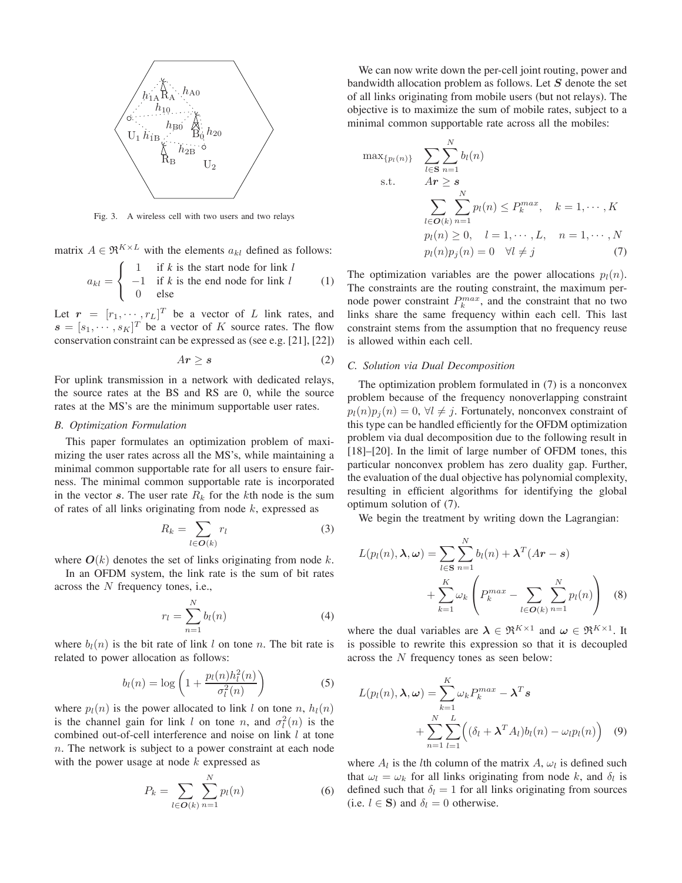Fig. 3. A wireless cell with two users and two relays

matrix $A \in \Re^{K \times L}$ with the elements $a_{kl}$ defined as follows:

$$a_{kl} = \begin{cases} 1 & \text{if } k \text{ is the start node for link } l \\ -1 & \text{if } k \text{ is the end node for link } l \\ 0 & \text{else} \end{cases} \quad (1)$$

Let $\boldsymbol{r} = [r_1, \cdots, r_L]^T$ be a vector of $L$ link rates, and $\boldsymbol{s} = [s_1, \cdots, s_K]^T$ be a vector of $K$ source rates. The flow conservation constraint can be expressed as (see e.g. [21], [22])

$$A\boldsymbol{r} \geq \boldsymbol{s} \quad (2)$$

For uplink transmission in a network with dedicated relays, the source rates at the BS and RS are 0, while the source rates at the MS's are the minimum supportable user rates.

### B. Optimization Formulation

This paper formulates an optimization problem of maximizing the user rates across all the MS's, while maintaining a minimal common supportable rate for all users to ensure fairness. The minimal common supportable rate is incorporated in the vector $\boldsymbol{s}$. The user rate $R_k$ for the $k$th node is the sum of rates of all links originating from node $k$, expressed as

$$R_k = \sum_{l \in \boldsymbol{O}(k)} r_l \quad (3)$$

where $\boldsymbol{O}(k)$ denotes the set of links originating from node $k$.

In an OFDM system, the link rate is the sum of bit rates across the $N$ frequency tones, i.e.,

$$r_l = \sum_{n=1}^{N} b_l(n) \quad (4)$$

where $b_l(n)$ is the bit rate of link $l$ on tone $n$. The bit rate is related to power allocation as follows:

$$b_l(n) = \log\left(1 + \frac{p_l(n) h_l^2(n)}{\sigma_l^2(n)}\right) \quad (5)$$

where $p_l(n)$ is the power allocated to link $l$ on tone $n$, $h_l(n)$ is the channel gain for link $l$ on tone $n$, and $\sigma_l^2(n)$ is the combined out-of-cell interference and noise on link $l$ at tone $n$. The network is subject to a power constraint at each node with the power usage at node $k$ expressed as

$$P_k = \sum_{l \in \boldsymbol{O}(k)} \sum_{n=1}^{N} p_l(n) \quad (6)$$

We can now write down the per-cell joint routing, power and bandwidth allocation problem as follows. Let $\boldsymbol{S}$ denote the set of all links originating from mobile users (but not relays). The objective is to maximize the sum of mobile rates, subject to a minimal common supportable rate across all the mobiles:

$$\begin{aligned} \max_{\{p_l(n)\}} \quad & \sum_{l \in \mathbf{S}} \sum_{n=1}^{N} b_l(n) \\ \text{s.t.} \quad & A\boldsymbol{r} \geq \boldsymbol{s} \\ & \sum_{l \in \boldsymbol{O}(k)} \sum_{n=1}^{N} p_l(n) \leq P_k^{max}, \quad k = 1, \cdots, K \\ & p_l(n) \geq 0, \quad l = 1, \cdots, L, \quad n = 1, \cdots, N \\ & p_l(n) p_j(n) = 0 \quad \forall l \neq j \end{aligned} \quad (7)$$

The optimization variables are the power allocations $p_l(n)$. The constraints are the routing constraint, the maximum per-node power constraint $P_k^{max}$, and the constraint that no two links share the same frequency within each cell. This last constraint stems from the assumption that no frequency reuse is allowed within each cell.

### C. Solution via Dual Decomposition

The optimization problem formulated in (7) is a nonconvex problem because of the frequency nonoverlapping constraint $p_l(n)p_j(n) = 0$, $\forall l \neq j$. Fortunately, nonconvex constraint of this type can be handled efficiently for the OFDM optimization problem via dual decomposition due to the following result in [18]–[20]. In the limit of large number of OFDM tones, this particular nonconvex problem has zero duality gap. Further, the evaluation of the dual objective has polynomial complexity, resulting in efficient algorithms for identifying the global optimum solution of (7).

We begin the treatment by writing down the Lagrangian:

$$\begin{aligned} L(p_l(n), \boldsymbol{\lambda}, \boldsymbol{\omega}) = & \sum_{l \in \mathbf{S}} \sum_{n=1}^{N} b_l(n) + \boldsymbol{\lambda}^T (A\boldsymbol{r} - \boldsymbol{s}) \\ & + \sum_{k=1}^{K} \omega_k \left( P_k^{max} - \sum_{l \in \boldsymbol{O}(k)} \sum_{n=1}^{N} p_l(n) \right) \end{aligned} \quad (8)$$

where the dual variables are $\boldsymbol{\lambda} \in \Re^{K \times 1}$ and $\boldsymbol{\omega} \in \Re^{K \times 1}$. It is possible to rewrite this expression so that it is decoupled across the $N$ frequency tones as seen below:

$$\begin{aligned} L(p_l(n), \boldsymbol{\lambda}, \boldsymbol{\omega}) = & \sum_{k=1}^{K} \omega_k P_k^{max} - \boldsymbol{\lambda}^T \boldsymbol{s} \\ & + \sum_{n=1}^{N} \sum_{l=1}^{L} \Big( (\delta_l + \boldsymbol{\lambda}^T A_l) b_l(n) - \omega_l p_l(n) \Big) \end{aligned} \quad (9)$$

where $A_l$ is the $l$th column of the matrix $A$, $\omega_l$ is defined such that $\omega_l = \omega_k$ for all links originating from node $k$, and $\delta_l$ is defined such that $\delta_l = 1$ for all links originating from sources (i.e. $l \in \mathbf{S}$) and $\delta_l = 0$ otherwise.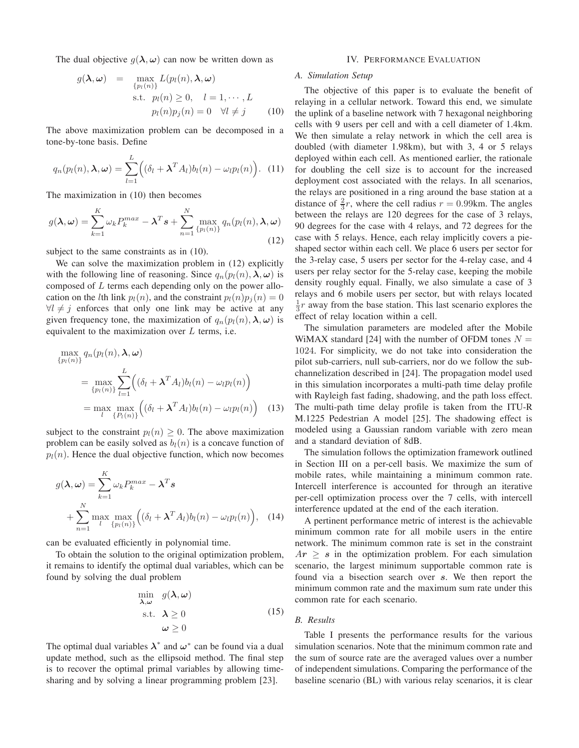The dual objective $g(\boldsymbol{\lambda}, \boldsymbol{\omega})$ can now be written down as

$$
\begin{aligned}
g(\boldsymbol{\lambda}, \boldsymbol{\omega}) \quad = \quad & \max_{\{p_l(n)\}} L(p_l(n), \boldsymbol{\lambda}, \boldsymbol{\omega}) \\
& \text{s.t.} \quad p_l(n) \geq 0, \quad l = 1, \cdots, L \\
& \qquad p_l(n) p_j(n) = 0 \quad \forall l \neq j
\end{aligned} \tag{10}
$$

The above maximization problem can be decomposed in a tone-by-tone basis. Define

$$
q_n(p_l(n), \boldsymbol{\lambda}, \boldsymbol{\omega}) = \sum_{l=1}^{L} \Big( (\delta_l + \boldsymbol{\lambda}^T A_l) b_l(n) - \omega_l p_l(n) \Big). \tag{11}
$$

The maximization in (10) then becomes

$$
g(\boldsymbol{\lambda}, \boldsymbol{\omega}) = \sum_{k=1}^{K} \omega_k P_k^{max} - \boldsymbol{\lambda}^T \boldsymbol{s} + \sum_{n=1}^{N} \max_{\{p_l(n)\}} q_n(p_l(n), \boldsymbol{\lambda}, \boldsymbol{\omega}) \tag{12}
$$

subject to the same constraints as in (10).

We can solve the maximization problem in (12) explicitly with the following line of reasoning. Since $q_n(p_l(n), \boldsymbol{\lambda}, \boldsymbol{\omega})$ is composed of $L$ terms each depending only on the power allocation on the $l$th link $p_l(n)$, and the constraint $p_l(n)p_j(n) = 0$ $\forall l \neq j$ enforces that only one link may be active at any given frequency tone, the maximization of $q_n(p_l(n), \boldsymbol{\lambda}, \boldsymbol{\omega})$ is equivalent to the maximization over $L$ terms, i.e.

$$
\begin{aligned}
\max_{\{p_l(n)\}} & \; q_n(p_l(n), \boldsymbol{\lambda}, \boldsymbol{\omega}) \\
&= \max_{\{p_l(n)\}} \sum_{l=1}^{L} \Big( (\delta_l + \boldsymbol{\lambda}^T A_l) b_l(n) - \omega_l p_l(n) \Big) \\
&= \max_{l} \max_{\{P_l(n)\}} \Big( (\delta_l + \boldsymbol{\lambda}^T A_l) b_l(n) - \omega_l p_l(n) \Big)
\end{aligned} \tag{13}
$$

subject to the constraint $p_l(n) \geq 0$. The above maximization problem can be easily solved as $b_l(n)$ is a concave function of $p_l(n)$. Hence the dual objective function, which now becomes

$$
\begin{aligned}
g(\boldsymbol{\lambda}, \boldsymbol{\omega}) &= \sum_{k=1}^{K} \omega_k P_k^{max} - \boldsymbol{\lambda}^T \boldsymbol{s} \\
&+ \sum_{n=1}^{N} \max_{l} \max_{\{p_l(n)\}} \Big( (\delta_l + \boldsymbol{\lambda}^T A_l) b_l(n) - \omega_l p_l(n) \Big),
\end{aligned} \tag{14}
$$

can be evaluated efficiently in polynomial time.

To obtain the solution to the original optimization problem, it remains to identify the optimal dual variables, which can be found by solving the dual problem

$$
\begin{aligned}
\min_{\boldsymbol{\lambda}, \boldsymbol{\omega}} \quad & g(\boldsymbol{\lambda}, \boldsymbol{\omega}) \\
\text{s.t.} \quad & \boldsymbol{\lambda} \geq 0 \\
& \boldsymbol{\omega} \geq 0
\end{aligned} \tag{15}
$$

The optimal dual variables $\boldsymbol{\lambda}^*$ and $\boldsymbol{\omega}^*$ can be found via a dual update method, such as the ellipsoid method. The final step is to recover the optimal primal variables by allowing time-sharing and by solving a linear programming problem [23].

## IV. Performance Evaluation

### A. Simulation Setup

The objective of this paper is to evaluate the benefit of relaying in a cellular network. Toward this end, we simulate the uplink of a baseline network with 7 hexagonal neighboring cells with 9 users per cell and with a cell diameter of 1.4km. We then simulate a relay network in which the cell area is doubled (with diameter 1.98km), but with 3, 4 or 5 relays deployed within each cell. As mentioned earlier, the rationale for doubling the cell size is to account for the increased deployment cost associated with the relays. In all scenarios, the relays are positioned in a ring around the base station at a distance of $\frac{2}{3}r$, where the cell radius $r = 0.99$km. The angles between the relays are 120 degrees for the case of 3 relays, 90 degrees for the case with 4 relays, and 72 degrees for the case with 5 relays. Hence, each relay implicitly covers a pie-shaped sector within each cell. We place 6 users per sector for the 3-relay case, 5 users per sector for the 4-relay case, and 4 users per relay sector for the 5-relay case, keeping the mobile density roughly equal. Finally, we also simulate a case of 3 relays and 6 mobile users per sector, but with relays located $\frac{1}{3}r$ away from the base station. This last scenario explores the effect of relay location within a cell.

The simulation parameters are modeled after the Mobile WiMAX standard [24] with the number of OFDM tones $N = 1024$. For simplicity, we do not take into consideration the pilot sub-carriers, null sub-carriers, nor do we follow the sub-channelization described in [24]. The propagation model used in this simulation incorporates a multi-path time delay profile with Rayleigh fast fading, shadowing, and the path loss effect. The multi-path time delay profile is taken from the ITU-R M.1225 Pedestrian A model [25]. The shadowing effect is modeled using a Gaussian random variable with zero mean and a standard deviation of 8dB.

The simulation follows the optimization framework outlined in Section III on a per-cell basis. We maximize the sum of mobile rates, while maintaining a minimum common rate. Intercell interference is accounted for through an iterative per-cell optimization process over the 7 cells, with intercell interference updated at the end of the each iteration.

A pertinent performance metric of interest is the achievable minimum common rate for all mobile users in the entire network. The minimum common rate is set in the constraint $A\boldsymbol{r} \geq \boldsymbol{s}$ in the optimization problem. For each simulation scenario, the largest minimum supportable common rate is found via a bisection search over $\boldsymbol{s}$. We then report the minimum common rate and the maximum sum rate under this common rate for each scenario.

### B. Results

Table I presents the performance results for the various simulation scenarios. Note that the minimum common rate and the sum of source rate are the averaged values over a number of independent simulations. Comparing the performance of the baseline scenario (BL) with various relay scenarios, it is clear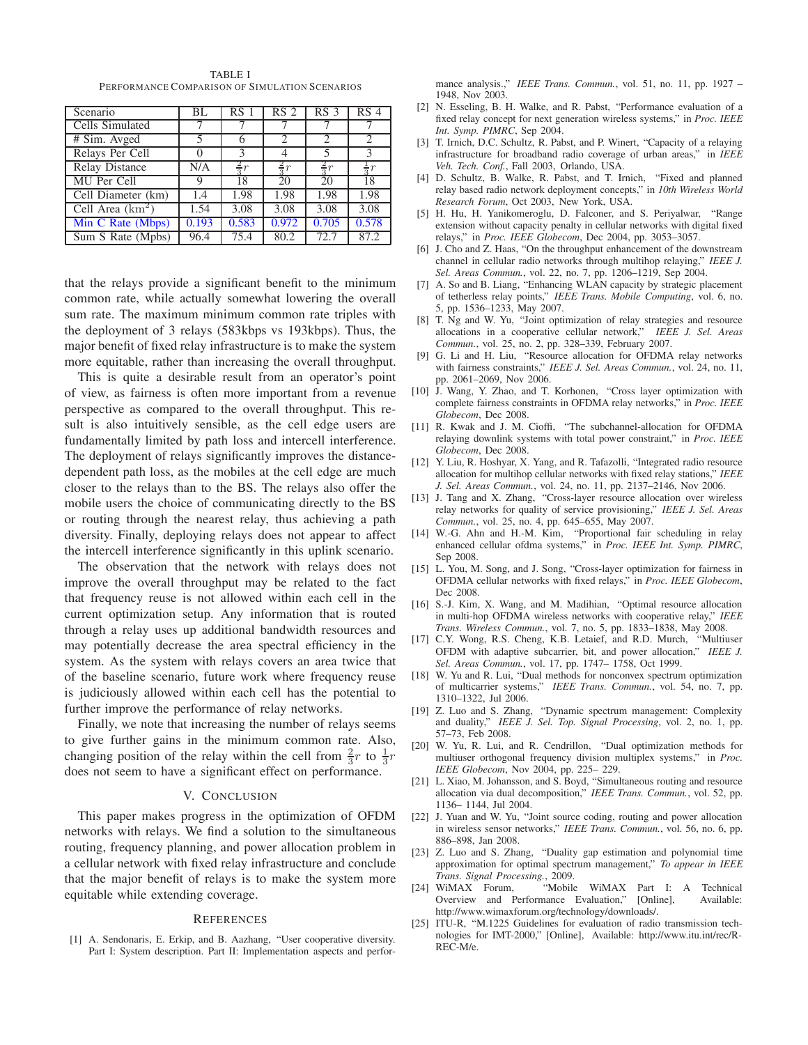TABLE I
PERFORMANCE COMPARISON OF SIMULATION SCENARIOS

| Scenario | BL | RS 1 | RS 2 | RS 3 | RS 4 |
| --- | --- | --- | --- | --- | --- |
| Cells Simulated | 7 | 7 | 7 | 7 | 7 |
| # Sim. Avged | 5 | 6 | 2 | 2 | 2 |
| Relays Per Cell | 0 | 3 | 4 | 5 | 3 |
| Relay Distance | N/A | $\frac{2}{3}r$ | $\frac{2}{3}r$ | $\frac{2}{3}r$ | $\frac{1}{3}r$ |
| MU Per Cell | 9 | 18 | 20 | 20 | 18 |
| Cell Diameter (km) | 1.4 | 1.98 | 1.98 | 1.98 | 1.98 |
| Cell Area ($\text{km}^2$) | 1.54 | 3.08 | 3.08 | 3.08 | 3.08 |
| Min C Rate (Mbps) | 0.193 | 0.583 | 0.972 | 0.705 | 0.578 |
| Sum S Rate (Mpbs) | 96.4 | 75.4 | 80.2 | 72.7 | 87.2 |

that the relays provide a significant benefit to the minimum common rate, while actually somewhat lowering the overall sum rate. The maximum minimum common rate triples with the deployment of 3 relays (583kbps vs 193kbps). Thus, the major benefit of fixed relay infrastructure is to make the system more equitable, rather than increasing the overall throughput.

This is quite a desirable result from an operator's point of view, as fairness is often more important from a revenue perspective as compared to the overall throughput. This result is also intuitively sensible, as the cell edge users are fundamentally limited by path loss and intercell interference. The deployment of relays significantly improves the distance-dependent path loss, as the mobiles at the cell edge are much closer to the relays than to the BS. The relays also offer the mobile users the choice of communicating directly to the BS or routing through the nearest relay, thus achieving a path diversity. Finally, deploying relays does not appear to affect the intercell interference significantly in this uplink scenario.

The observation that the network with relays does not improve the overall throughput may be related to the fact that frequency reuse is not allowed within each cell in the current optimization setup. Any information that is routed through a relay uses up additional bandwidth resources and may potentially decrease the area spectral efficiency in the system. As the system with relays covers an area twice that of the baseline scenario, future work where frequency reuse is judiciously allowed within each cell has the potential to further improve the performance of relay networks.

Finally, we note that increasing the number of relays seems to give further gains in the minimum common rate. Also, changing position of the relay within the cell from $\frac{2}{3}r$ to $\frac{1}{3}r$ does not seem to have a significant effect on performance.

## V. CONCLUSION

This paper makes progress in the optimization of OFDM networks with relays. We find a solution to the simultaneous routing, frequency planning, and power allocation problem in a cellular network with fixed relay infrastructure and conclude that the major benefit of relays is to make the system more equitable while extending coverage.

## REFERENCES

[1] A. Sendonaris, E. Erkip, and B. Aazhang, "User cooperative diversity. Part I: System description. Part II: Implementation aspects and performance analysis.," *IEEE Trans. Commun.*, vol. 51, no. 11, pp. 1927 – 1948, Nov 2003.

[2] N. Esseling, B. H. Walke, and R. Pabst, "Performance evaluation of a fixed relay concept for next generation wireless systems," in *Proc. IEEE Int. Symp. PIMRC*, Sep 2004.

[3] T. Irnich, D.C. Schultz, R. Pabst, and P. Winert, "Capacity of a relaying infrastructure for broadband radio coverage of urban areas," in *IEEE Veh. Tech. Conf.*, Fall 2003, Orlando, USA.

[4] D. Schultz, B. Walke, R. Pabst, and T. Irnich, "Fixed and planned relay based radio network deployment concepts," in *10th Wireless World Research Forum*, Oct 2003, New York, USA.

[5] H. Hu, H. Yanikomeroglu, D. Falconer, and S. Periyalwar, "Range extension without capacity penalty in cellular networks with digital fixed relays," in *Proc. IEEE Globecom*, Dec 2004, pp. 3053–3057.

[6] J. Cho and Z. Haas, "On the throughput enhancement of the downstream channel in cellular radio networks through multihop relaying," *IEEE J. Sel. Areas Commun.*, vol. 22, no. 7, pp. 1206–1219, Sep 2004.

[7] A. So and B. Liang, "Enhancing WLAN capacity by strategic placement of tetherless relay points," *IEEE Trans. Mobile Computing*, vol. 6, no. 5, pp. 1536–1233, May 2007.

[8] T. Ng and W. Yu, "Joint optimization of relay strategies and resource allocations in a cooperative cellular network," *IEEE J. Sel. Areas Commun.*, vol. 25, no. 2, pp. 328–339, February 2007.

[9] G. Li and H. Liu, "Resource allocation for OFDMA relay networks with fairness constraints," *IEEE J. Sel. Areas Commun.*, vol. 24, no. 11, pp. 2061–2069, Nov 2006.

[10] J. Wang, Y. Zhao, and T. Korhonen, "Cross layer optimization with complete fairness constraints in OFDMA relay networks," in *Proc. IEEE Globecom*, Dec 2008.

[11] R. Kwak and J. M. Cioffi, "The subchannel-allocation for OFDMA relaying downlink systems with total power constraint," in *Proc. IEEE Globecom*, Dec 2008.

[12] Y. Liu, R. Hoshyar, X. Yang, and R. Tafazolli, "Integrated radio resource allocation for multihop cellular networks with fixed relay stations," *IEEE J. Sel. Areas Commun.*, vol. 24, no. 11, pp. 2137–2146, Nov 2006.

[13] J. Tang and X. Zhang, "Cross-layer resource allocation over wireless relay networks for quality of service provisioning," *IEEE J. Sel. Areas Commun.*, vol. 25, no. 4, pp. 645–655, May 2007.

[14] W.-G. Ahn and H.-M. Kim, "Proportional fair scheduling in relay enhanced cellular ofdma systems," in *Proc. IEEE Int. Symp. PIMRC*, Sep 2008.

[15] L. You, M. Song, and J. Song, "Cross-layer optimization for fairness in OFDMA cellular networks with fixed relays," in *Proc. IEEE Globecom*, Dec 2008.

[16] S.-J. Kim, X. Wang, and M. Madihian, "Optimal resource allocation in multi-hop OFDMA wireless networks with cooperative relay," *IEEE Trans. Wireless Commun.*, vol. 7, no. 5, pp. 1833–1838, May 2008.

[17] C.Y. Wong, R.S. Cheng, K.B. Letaief, and R.D. Murch, "Multiuser OFDM with adaptive subcarrier, bit, and power allocation," *IEEE J. Sel. Areas Commun.*, vol. 17, pp. 1747– 1758, Oct 1999.

[18] W. Yu and R. Lui, "Dual methods for nonconvex spectrum optimization of multicarrier systems," *IEEE Trans. Commun.*, vol. 54, no. 7, pp. 1310–1322, Jul 2006.

[19] Z. Luo and S. Zhang, "Dynamic spectrum management: Complexity and duality," *IEEE J. Sel. Top. Signal Processing*, vol. 2, no. 1, pp. 57–73, Feb 2008.

[20] W. Yu, R. Lui, and R. Cendrillon, "Dual optimization methods for multiuser orthogonal frequency division multiplex systems," in *Proc. IEEE Globecom*, Nov 2004, pp. 225– 229.

[21] L. Xiao, M. Johansson, and S. Boyd, "Simultaneous routing and resource allocation via dual decomposition," *IEEE Trans. Commun.*, vol. 52, pp. 1136– 1144, Jul 2004.

[22] J. Yuan and W. Yu, "Joint source coding, routing and power allocation in wireless sensor networks," *IEEE Trans. Commun.*, vol. 56, no. 6, pp. 886–898, Jan 2008.

[23] Z. Luo and S. Zhang, "Duality gap estimation and polynomial time approximation for optimal spectrum management," *To appear in IEEE Trans. Signal Processing.*, 2009.

[24] WiMAX Forum, "Mobile WiMAX Part I: A Technical Overview and Performance Evaluation," [Online], Available: http://www.wimaxforum.org/technology/downloads/.

[25] ITU-R, "M.1225 Guidelines for evaluation of radio transmission technologies for IMT-2000," [Online], Available: http://www.itu.int/rec/R-REC-M/e.